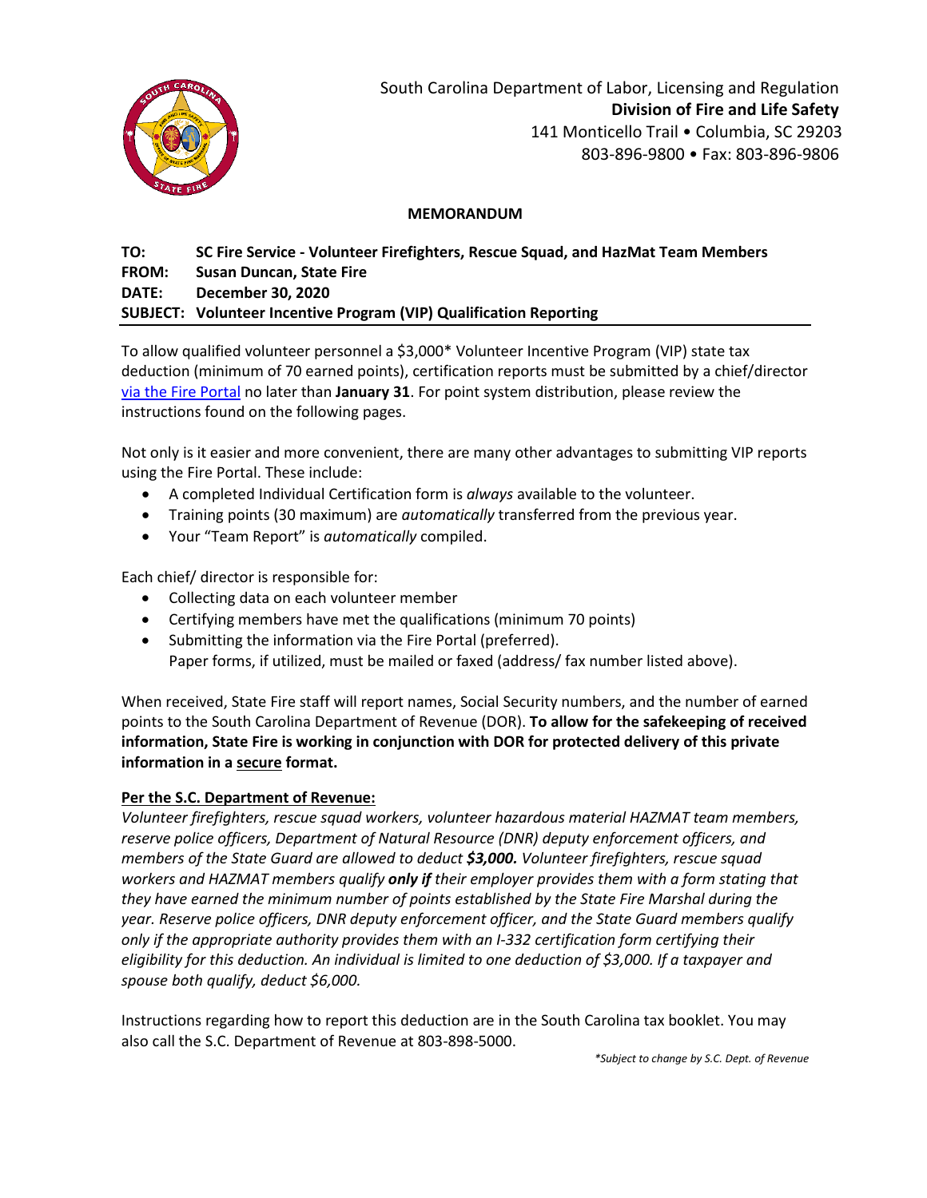South Carolina Department of Labor, Licensing and Regulation
**Division of Fire and Life Safety**
141 Monticello Trail • Columbia, SC 29203
803-896-9800 • Fax: 803-896-9806

**MEMORANDUM**

**TO:** **SC Fire Service - Volunteer Firefighters, Rescue Squad, and HazMat Team Members**
**FROM:** **Susan Duncan, State Fire**
**DATE:** **December 30, 2020**
**SUBJECT:** **Volunteer Incentive Program (VIP) Qualification Reporting**

To allow qualified volunteer personnel a $3,000* Volunteer Incentive Program (VIP) state tax deduction (minimum of 70 earned points), certification reports must be submitted by a chief/director via the Fire Portal no later than **January 31**. For point system distribution, please review the instructions found on the following pages.

Not only is it easier and more convenient, there are many other advantages to submitting VIP reports using the Fire Portal. These include:

- A completed Individual Certification form is *always* available to the volunteer.
- Training points (30 maximum) are *automatically* transferred from the previous year.
- Your "Team Report" is *automatically* compiled.

Each chief/ director is responsible for:

- Collecting data on each volunteer member
- Certifying members have met the qualifications (minimum 70 points)
- Submitting the information via the Fire Portal (preferred).
  Paper forms, if utilized, must be mailed or faxed (address/ fax number listed above).

When received, State Fire staff will report names, Social Security numbers, and the number of earned points to the South Carolina Department of Revenue (DOR). **To allow for the safekeeping of received information, State Fire is working in conjunction with DOR for protected delivery of this private information in a secure format.**

**Per the S.C. Department of Revenue:**

*Volunteer firefighters, rescue squad workers, volunteer hazardous material HAZMAT team members, reserve police officers, Department of Natural Resource (DNR) deputy enforcement officers, and members of the State Guard are allowed to deduct **$3,000.** Volunteer firefighters, rescue squad workers and HAZMAT members qualify **only if** their employer provides them with a form stating that they have earned the minimum number of points established by the State Fire Marshal during the year. Reserve police officers, DNR deputy enforcement officer, and the State Guard members qualify only if the appropriate authority provides them with an I-332 certification form certifying their eligibility for this deduction. An individual is limited to one deduction of $3,000. If a taxpayer and spouse both qualify, deduct $6,000.*

Instructions regarding how to report this deduction are in the South Carolina tax booklet. You may also call the S.C. Department of Revenue at 803-898-5000.

*\*Subject to change by S.C. Dept. of Revenue*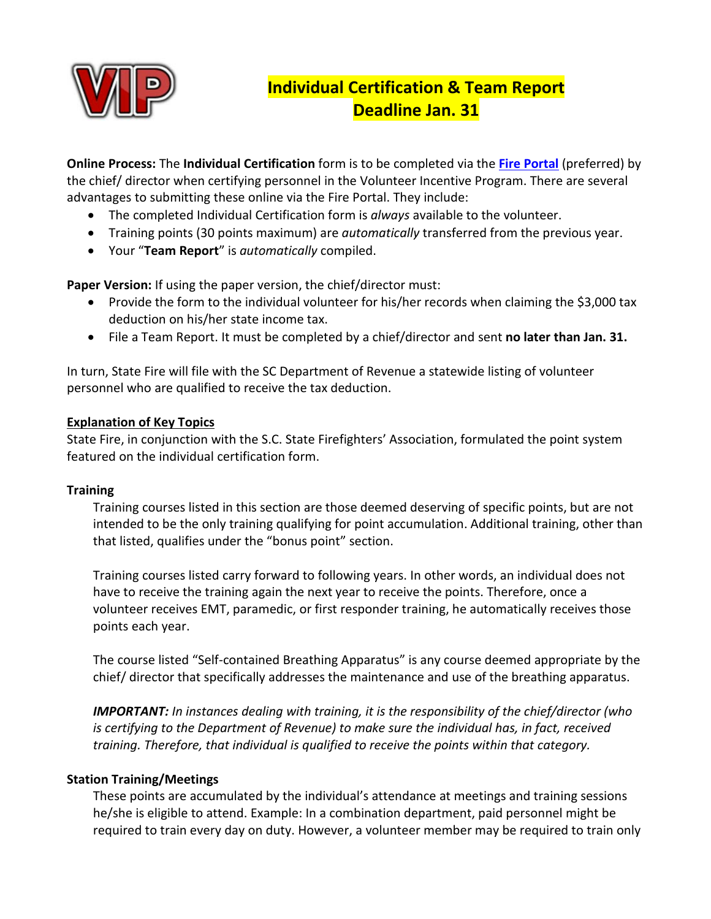# Individual Certification & Team Report
# Deadline Jan. 31

**Online Process:** The **Individual Certification** form is to be completed via the **Fire Portal** (preferred) by the chief/ director when certifying personnel in the Volunteer Incentive Program. There are several advantages to submitting these online via the Fire Portal. They include:

- The completed Individual Certification form is *always* available to the volunteer.
- Training points (30 points maximum) are *automatically* transferred from the previous year.
- Your "**Team Report**" is *automatically* compiled.

**Paper Version:** If using the paper version, the chief/director must:

- Provide the form to the individual volunteer for his/her records when claiming the $3,000 tax deduction on his/her state income tax.
- File a Team Report. It must be completed by a chief/director and sent **no later than Jan. 31.**

In turn, State Fire will file with the SC Department of Revenue a statewide listing of volunteer personnel who are qualified to receive the tax deduction.

## Explanation of Key Topics

State Fire, in conjunction with the S.C. State Firefighters' Association, formulated the point system featured on the individual certification form.

### Training

Training courses listed in this section are those deemed deserving of specific points, but are not intended to be the only training qualifying for point accumulation. Additional training, other than that listed, qualifies under the "bonus point" section.

Training courses listed carry forward to following years. In other words, an individual does not have to receive the training again the next year to receive the points. Therefore, once a volunteer receives EMT, paramedic, or first responder training, he automatically receives those points each year.

The course listed "Self-contained Breathing Apparatus" is any course deemed appropriate by the chief/ director that specifically addresses the maintenance and use of the breathing apparatus.

***IMPORTANT:*** *In instances dealing with training, it is the responsibility of the chief/director (who is certifying to the Department of Revenue) to make sure the individual has, in fact, received training. Therefore, that individual is qualified to receive the points within that category.*

### Station Training/Meetings

These points are accumulated by the individual's attendance at meetings and training sessions he/she is eligible to attend. Example: In a combination department, paid personnel might be required to train every day on duty. However, a volunteer member may be required to train only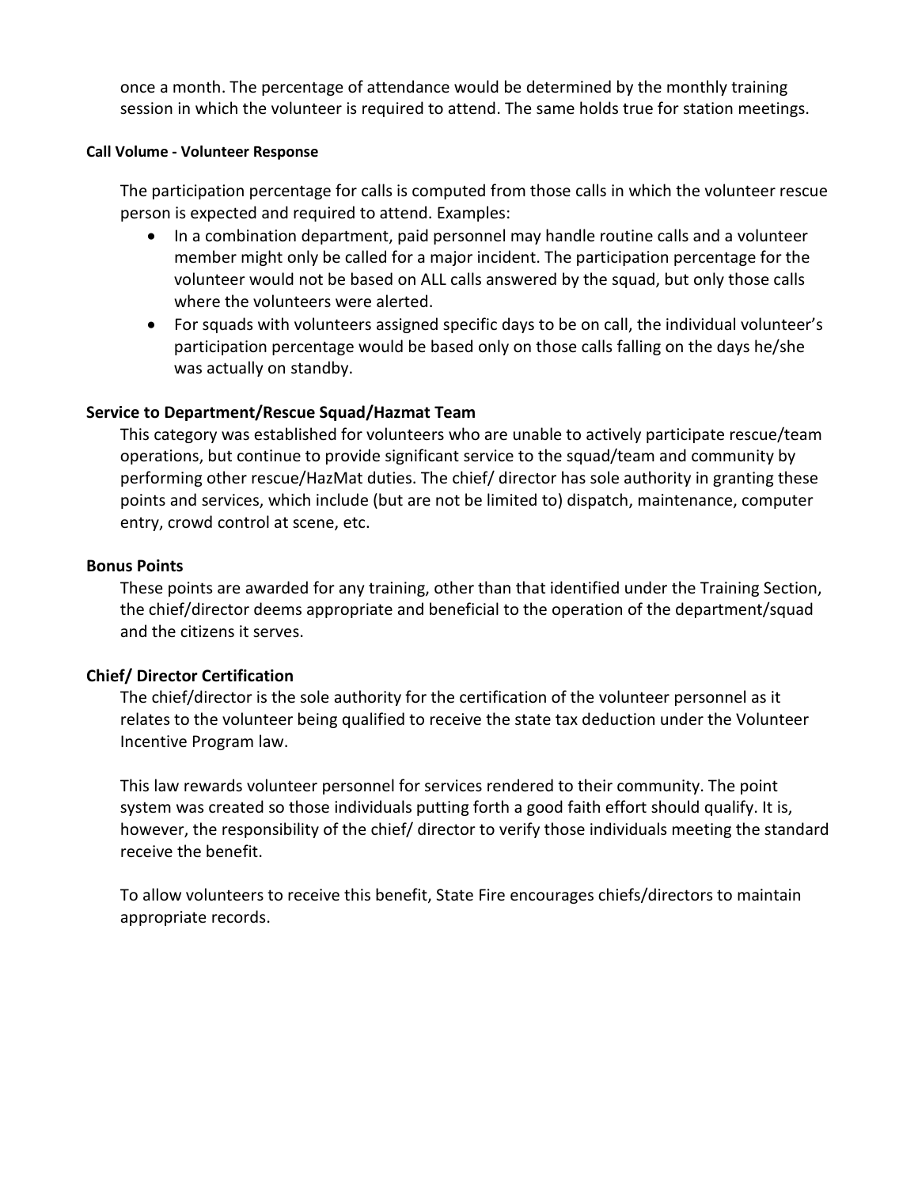once a month. The percentage of attendance would be determined by the monthly training session in which the volunteer is required to attend. The same holds true for station meetings.

#### Call Volume - Volunteer Response

The participation percentage for calls is computed from those calls in which the volunteer rescue person is expected and required to attend. Examples:

- In a combination department, paid personnel may handle routine calls and a volunteer member might only be called for a major incident. The participation percentage for the volunteer would not be based on ALL calls answered by the squad, but only those calls where the volunteers were alerted.
- For squads with volunteers assigned specific days to be on call, the individual volunteer's participation percentage would be based only on those calls falling on the days he/she was actually on standby.

### Service to Department/Rescue Squad/Hazmat Team

This category was established for volunteers who are unable to actively participate rescue/team operations, but continue to provide significant service to the squad/team and community by performing other rescue/HazMat duties. The chief/ director has sole authority in granting these points and services, which include (but are not be limited to) dispatch, maintenance, computer entry, crowd control at scene, etc.

### Bonus Points

These points are awarded for any training, other than that identified under the Training Section, the chief/director deems appropriate and beneficial to the operation of the department/squad and the citizens it serves.

### Chief/ Director Certification

The chief/director is the sole authority for the certification of the volunteer personnel as it relates to the volunteer being qualified to receive the state tax deduction under the Volunteer Incentive Program law.

This law rewards volunteer personnel for services rendered to their community. The point system was created so those individuals putting forth a good faith effort should qualify. It is, however, the responsibility of the chief/ director to verify those individuals meeting the standard receive the benefit.

To allow volunteers to receive this benefit, State Fire encourages chiefs/directors to maintain appropriate records.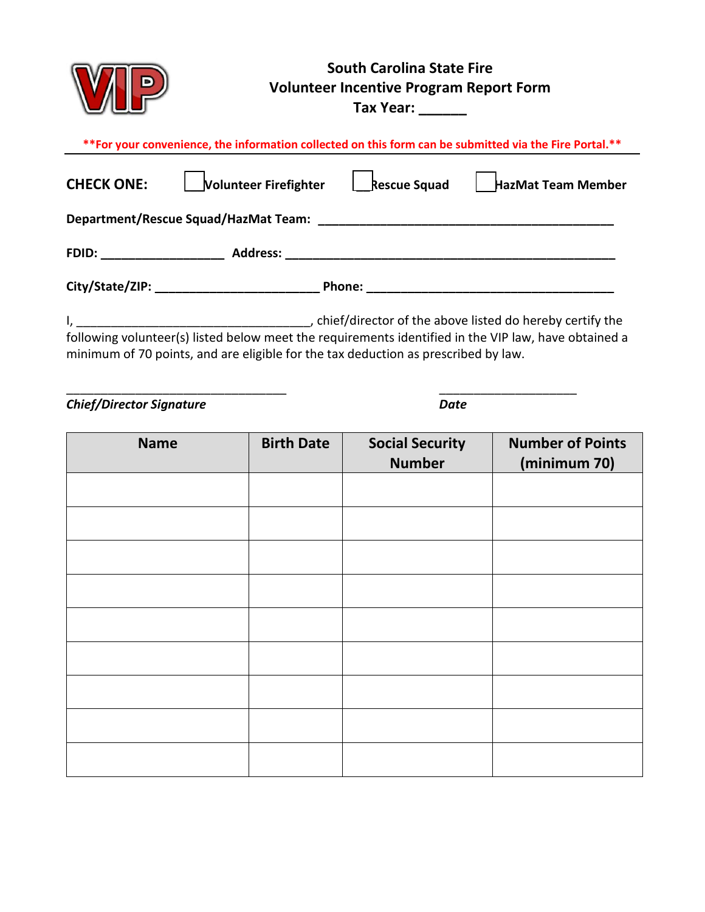# South Carolina State Fire
## Volunteer Incentive Program Report Form
### Tax Year: ______

**For your convenience, the information collected on this form can be submitted via the Fire Portal.**

---

**CHECK ONE:** ☐ **Volunteer Firefighter** ☐ **Rescue Squad** ☐ **HazMat Team Member**

**Department/Rescue Squad/HazMat Team:** ____________________________________________

**FDID:** __________________ **Address:** _________________________________________________

**City/State/ZIP:** ________________________ **Phone:** _____________________________________

I, ___________________________________, chief/director of the above listed do hereby certify the following volunteer(s) listed below meet the requirements identified in the VIP law, have obtained a minimum of 70 points, and are eligible for the tax deduction as prescribed by law.

_________________________________ _____________________

***Chief/Director Signature*** ***Date***

| Name | Birth Date | Social Security Number | Number of Points (minimum 70) |
|---|---|---|---|
| | | | |
| | | | |
| | | | |
| | | | |
| | | | |
| | | | |
| | | | |
| | | | |
| | | | |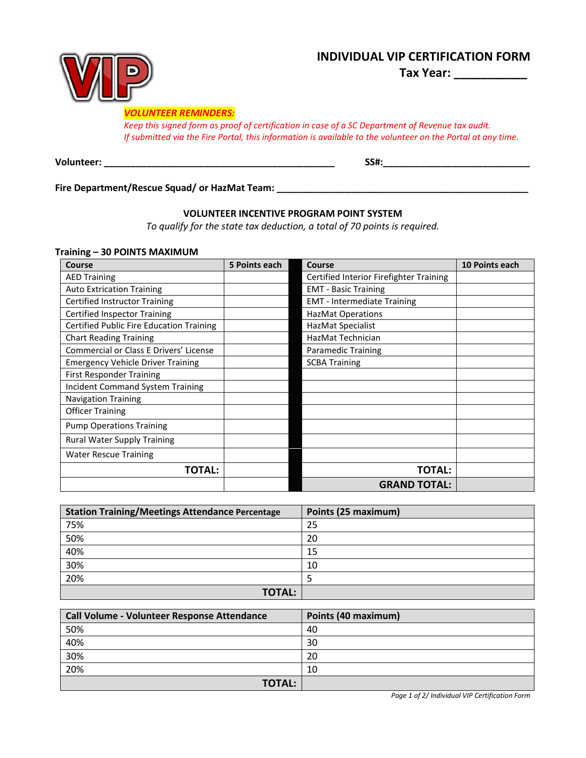# INDIVIDUAL VIP CERTIFICATION FORM

**Tax Year: ___________**

***VOLUNTEER REMINDERS:***

*Keep this signed form as proof of certification in case of a SC Department of Revenue tax audit.*
*If submitted via the Fire Portal, this information is available to the volunteer on the Portal at any time.*

**Volunteer:** _____________________________________________ **SS#:**___________________________

**Fire Department/Rescue Squad/ or HazMat Team:** __________________________________________________

**VOLUNTEER INCENTIVE PROGRAM POINT SYSTEM**

*To qualify for the state tax deduction, a total of 70 points is required.*

**Training – 30 POINTS MAXIMUM**

| Course | 5 Points each | Course | 10 Points each |
|---|---|---|---|
| AED Training | | Certified Interior Firefighter Training | |
| Auto Extrication Training | | EMT - Basic Training | |
| Certified Instructor Training | | EMT - Intermediate Training | |
| Certified Inspector Training | | HazMat Operations | |
| Certified Public Fire Education Training | | HazMat Specialist | |
| Chart Reading Training | | HazMat Technician | |
| Commercial or Class E Drivers' License | | Paramedic Training | |
| Emergency Vehicle Driver Training | | SCBA Training | |
| First Responder Training | | | |
| Incident Command System Training | | | |
| Navigation Training | | | |
| Officer Training | | | |
| Pump Operations Training | | | |
| Rural Water Supply Training | | | |
| Water Rescue Training | | | |
| **TOTAL:** | | **TOTAL:** | |
| | | **GRAND TOTAL:** | |

| Station Training/Meetings Attendance Percentage | Points (25 maximum) |
|---|---|
| 75% | 25 |
| 50% | 20 |
| 40% | 15 |
| 30% | 10 |
| 20% | 5 |
| **TOTAL:** | |

| Call Volume - Volunteer Response Attendance | Points (40 maximum) |
|---|---|
| 50% | 40 |
| 40% | 30 |
| 30% | 20 |
| 20% | 10 |
| **TOTAL:** | |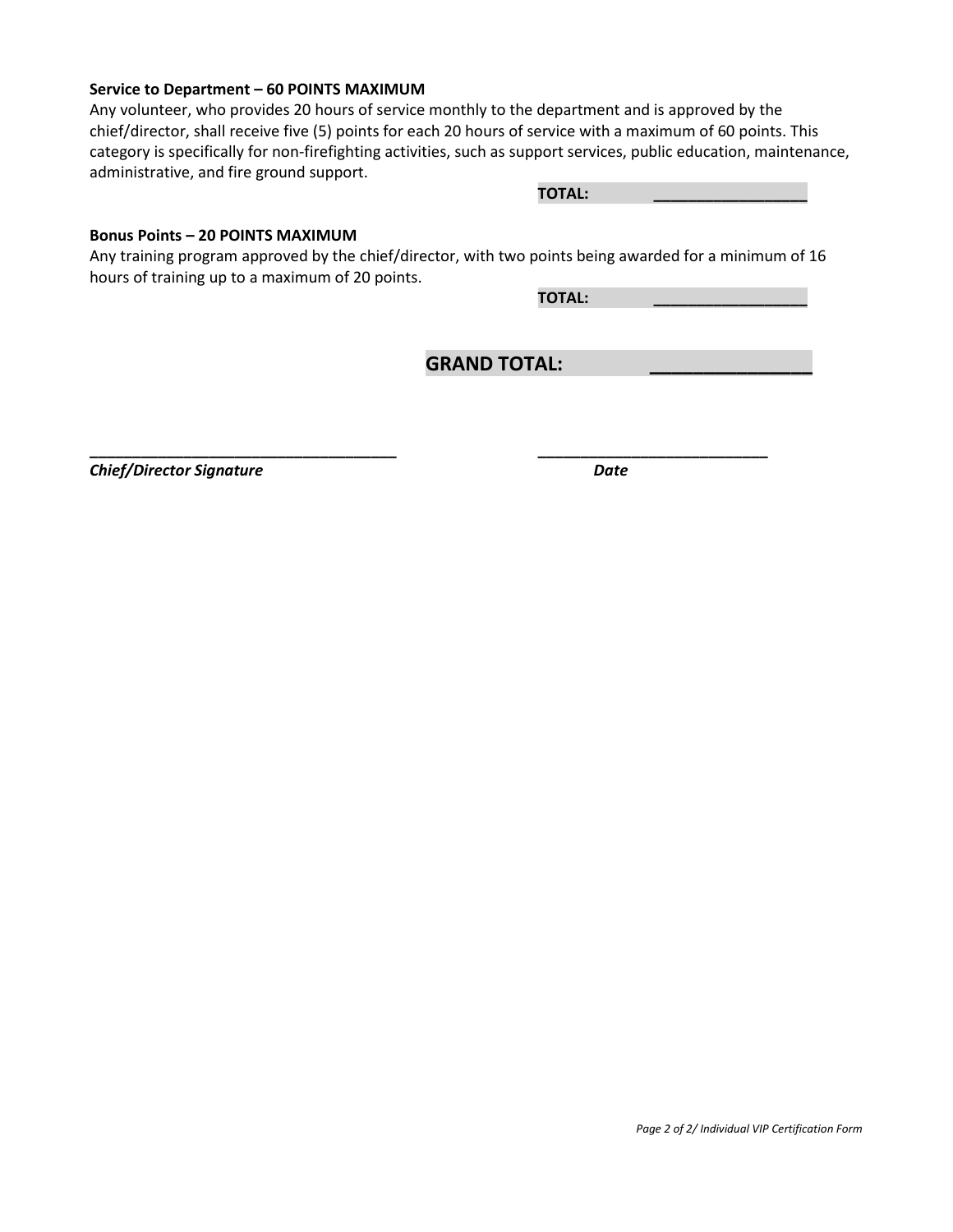**Service to Department – 60 POINTS MAXIMUM**

Any volunteer, who provides 20 hours of service monthly to the department and is approved by the chief/director, shall receive five (5) points for each 20 hours of service with a maximum of 60 points. This category is specifically for non-firefighting activities, such as support services, public education, maintenance, administrative, and fire ground support.

**TOTAL:** ________________

**Bonus Points – 20 POINTS MAXIMUM**

Any training program approved by the chief/director, with two points being awarded for a minimum of 16 hours of training up to a maximum of 20 points.

**TOTAL:** ________________

## GRAND TOTAL: ______________

___________________________________ ___________________________

***Chief/Director Signature*** ***Date***